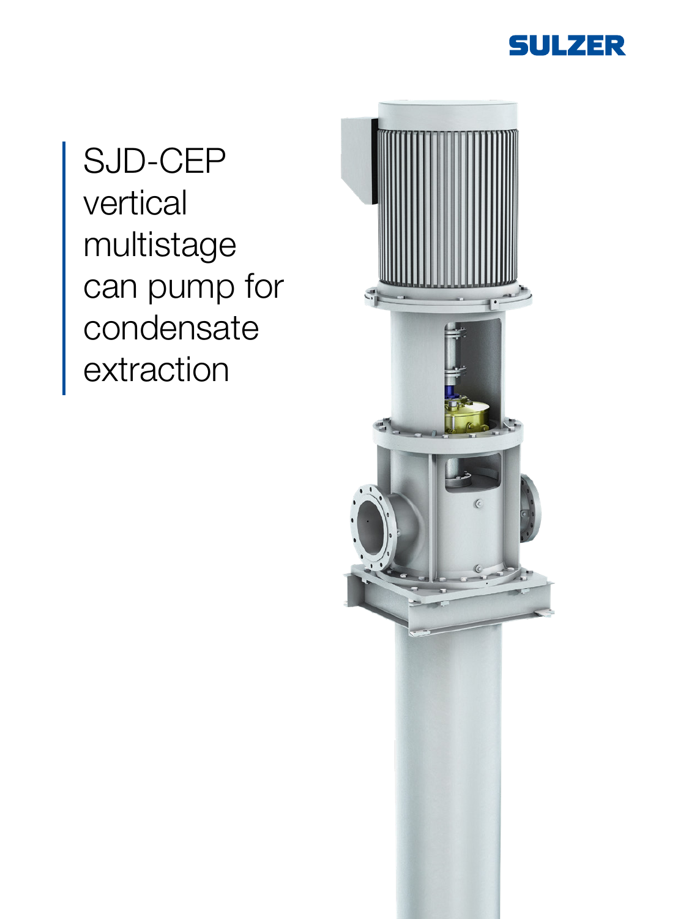SULZER

# SJD-CEP vertical multistage can pump for condensate extraction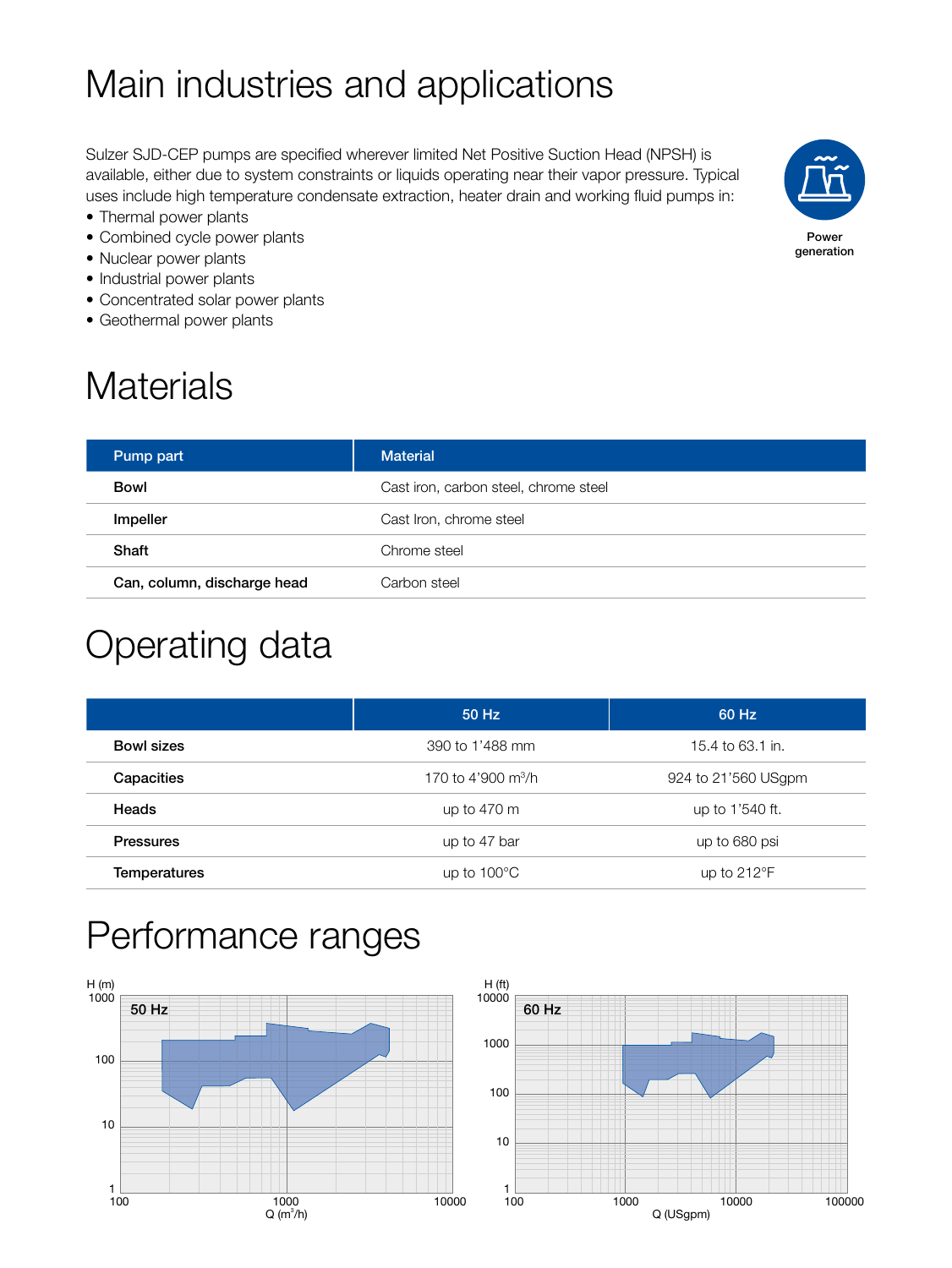# Main industries and applications

Sulzer SJD-CEP pumps are specified wherever limited Net Positive Suction Head (NPSH) is available, either due to system constraints or liquids operating near their vapor pressure. Typical uses include high temperature condensate extraction, heater drain and working fluid pumps in:

- Thermal power plants
- Combined cycle power plants
- Nuclear power plants
- Industrial power plants
- Concentrated solar power plants
- Geothermal power plants

Power generation

# Materials

| Pump part | Material |
| --- | --- |
| **Bowl** | Cast iron, carbon steel, chrome steel |
| **Impeller** | Cast Iron, chrome steel |
| **Shaft** | Chrome steel |
| **Can, column, discharge head** | Carbon steel |

# Operating data

| | 50 Hz | 60 Hz |
| --- | --- | --- |
| **Bowl sizes** | 390 to 1'488 mm | 15.4 to 63.1 in. |
| **Capacities** | 170 to 4'900 $m^3/h$ | 924 to 21'560 USgpm |
| **Heads** | up to 470 m | up to 1'540 ft. |
| **Pressures** | up to 47 bar | up to 680 psi |
| **Temperatures** | up to 100°C | up to 212°F |

# Performance ranges

50 Hz — H (m) vs Q ($m^3/h$)

60 Hz — H (ft) vs Q (USgpm)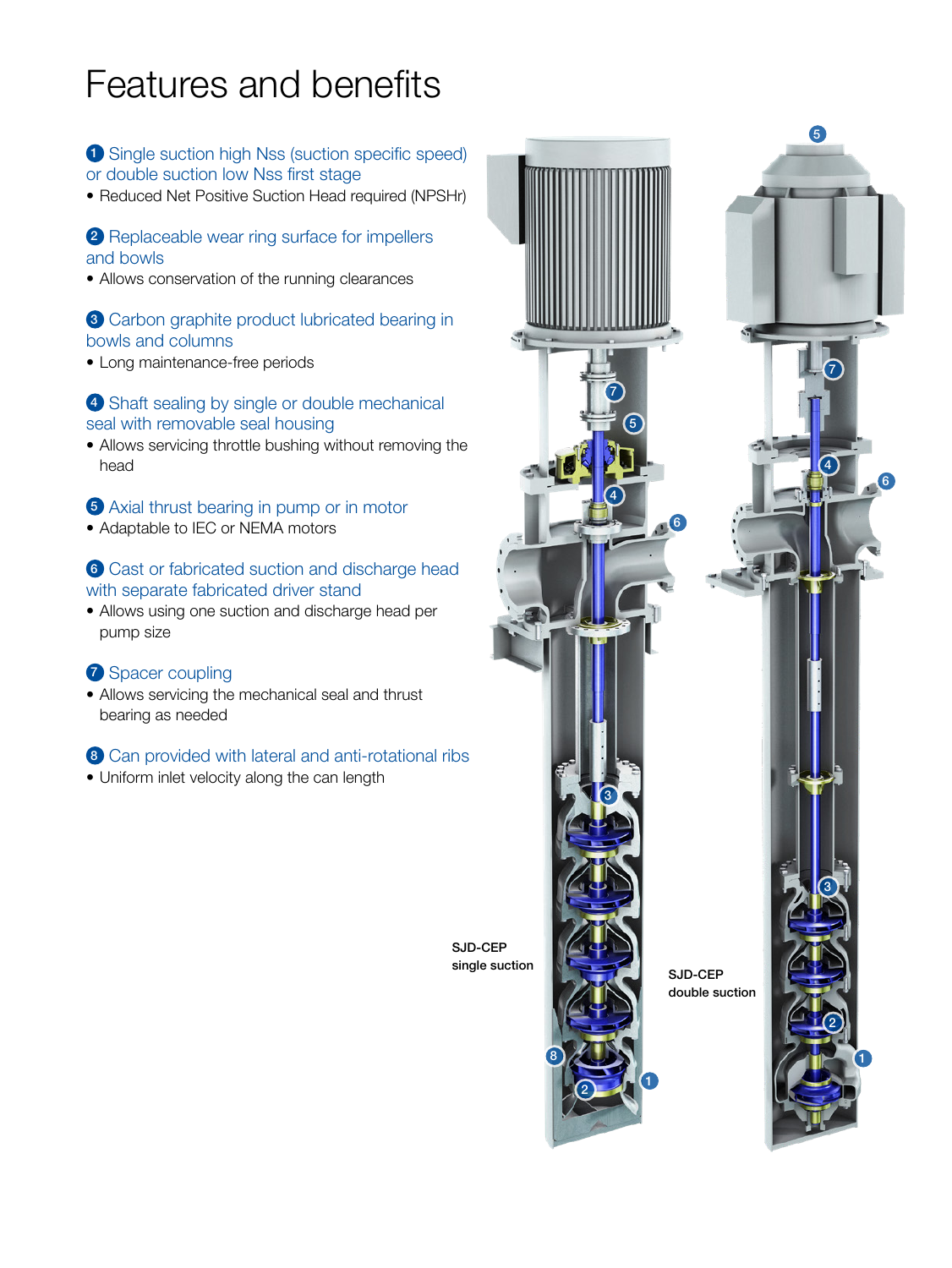# Features and benefits

**1** Single suction high Nss (suction specific speed) or double suction low Nss first stage

- Reduced Net Positive Suction Head required (NPSHr)

**2** Replaceable wear ring surface for impellers and bowls

- Allows conservation of the running clearances

**3** Carbon graphite product lubricated bearing in bowls and columns

- Long maintenance-free periods

**4** Shaft sealing by single or double mechanical seal with removable seal housing

- Allows servicing throttle bushing without removing the head

**5** Axial thrust bearing in pump or in motor

- Adaptable to IEC or NEMA motors

**6** Cast or fabricated suction and discharge head with separate fabricated driver stand

- Allows using one suction and discharge head per pump size

**7** Spacer coupling

- Allows servicing the mechanical seal and thrust bearing as needed

**8** Can provided with lateral and anti-rotational ribs

- Uniform inlet velocity along the can length

SJD-CEP single suction

SJD-CEP double suction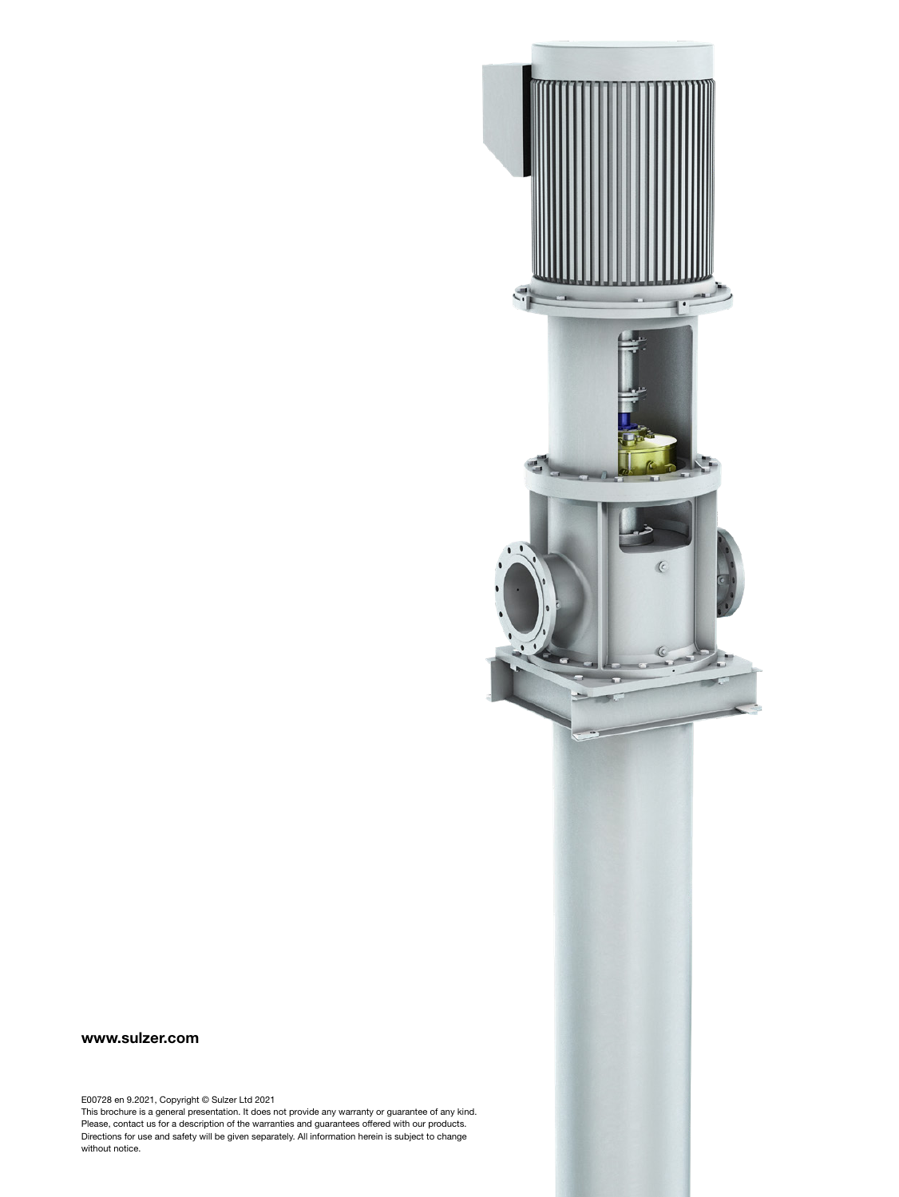**www.sulzer.com**

E00728 en 9.2021, Copyright © Sulzer Ltd 2021
This brochure is a general presentation. It does not provide any warranty or guarantee of any kind. Please, contact us for a description of the warranties and guarantees offered with our products. Directions for use and safety will be given separately. All information herein is subject to change without notice.